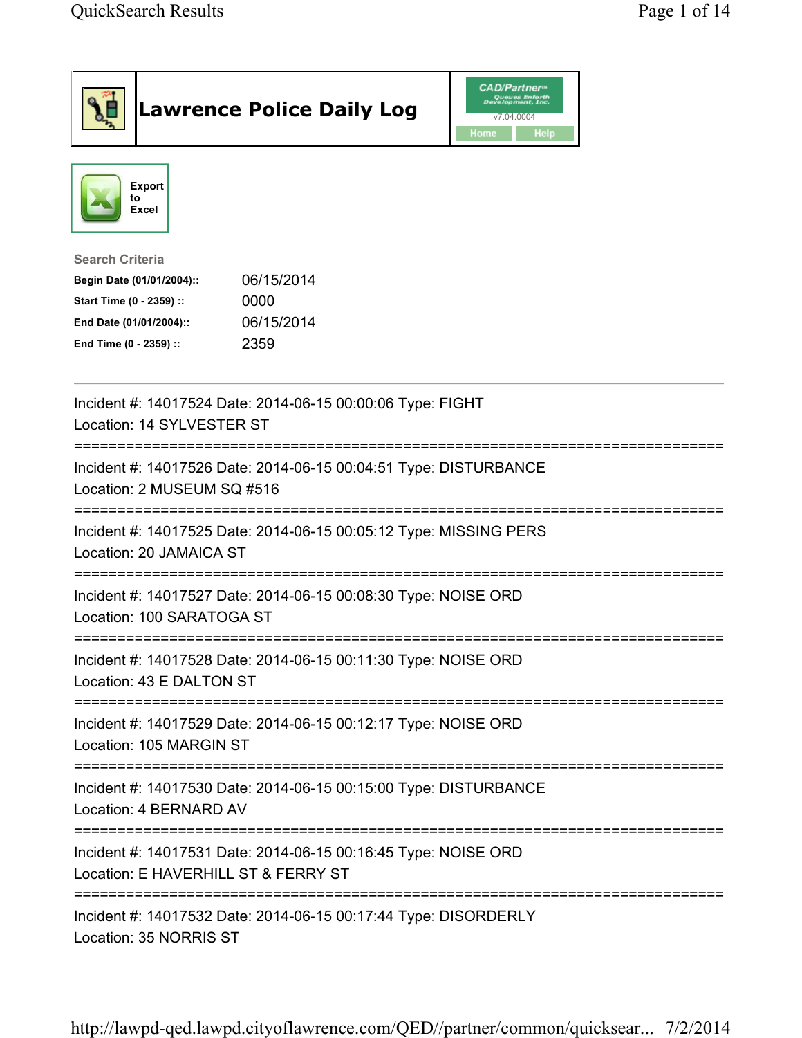# Lawrence Police Daily Log

CAD/Partner
v7.04.0004

Home | Help

Export to Excel

**Search Criteria**

| | |
|---|---|
| **Begin Date (01/01/2004)::** | 06/15/2014 |
| **Start Time (0 - 2359) ::** | 0000 |
| **End Date (01/01/2004)::** | 06/15/2014 |
| **End Time (0 - 2359) ::** | 2359 |

---

Incident #: 14017524 Date: 2014-06-15 00:00:06 Type: FIGHT
Location: 14 SYLVESTER ST

===========================================================================

Incident #: 14017526 Date: 2014-06-15 00:04:51 Type: DISTURBANCE
Location: 2 MUSEUM SQ #516

===========================================================================

Incident #: 14017525 Date: 2014-06-15 00:05:12 Type: MISSING PERS
Location: 20 JAMAICA ST

===========================================================================

Incident #: 14017527 Date: 2014-06-15 00:08:30 Type: NOISE ORD
Location: 100 SARATOGA ST

===========================================================================

Incident #: 14017528 Date: 2014-06-15 00:11:30 Type: NOISE ORD
Location: 43 E DALTON ST

===========================================================================

Incident #: 14017529 Date: 2014-06-15 00:12:17 Type: NOISE ORD
Location: 105 MARGIN ST

===========================================================================

Incident #: 14017530 Date: 2014-06-15 00:15:00 Type: DISTURBANCE
Location: 4 BERNARD AV

===========================================================================

Incident #: 14017531 Date: 2014-06-15 00:16:45 Type: NOISE ORD
Location: E HAVERHILL ST & FERRY ST

===========================================================================

Incident #: 14017532 Date: 2014-06-15 00:17:44 Type: DISORDERLY
Location: 35 NORRIS ST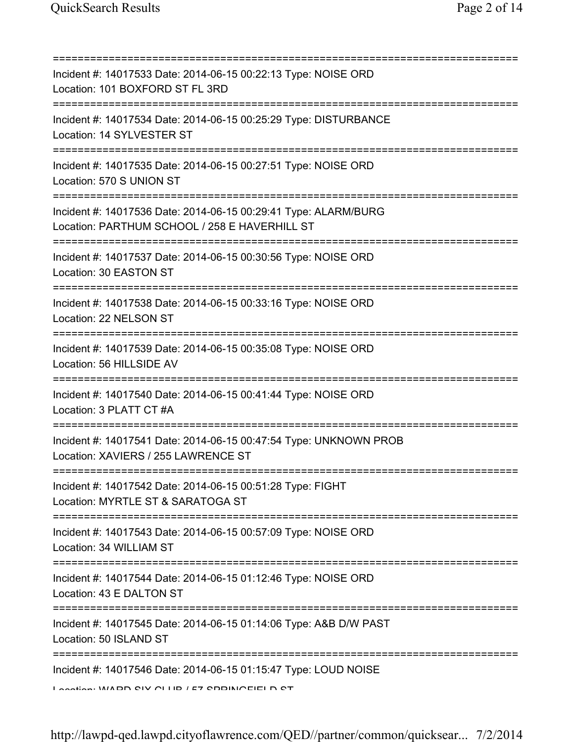===========================================================================
Incident #: 14017533 Date: 2014-06-15 00:22:13 Type: NOISE ORD
Location: 101 BOXFORD ST FL 3RD
===========================================================================
Incident #: 14017534 Date: 2014-06-15 00:25:29 Type: DISTURBANCE
Location: 14 SYLVESTER ST
===========================================================================
Incident #: 14017535 Date: 2014-06-15 00:27:51 Type: NOISE ORD
Location: 570 S UNION ST
===========================================================================
Incident #: 14017536 Date: 2014-06-15 00:29:41 Type: ALARM/BURG
Location: PARTHUM SCHOOL / 258 E HAVERHILL ST
===========================================================================
Incident #: 14017537 Date: 2014-06-15 00:30:56 Type: NOISE ORD
Location: 30 EASTON ST
===========================================================================
Incident #: 14017538 Date: 2014-06-15 00:33:16 Type: NOISE ORD
Location: 22 NELSON ST
===========================================================================
Incident #: 14017539 Date: 2014-06-15 00:35:08 Type: NOISE ORD
Location: 56 HILLSIDE AV
===========================================================================
Incident #: 14017540 Date: 2014-06-15 00:41:44 Type: NOISE ORD
Location: 3 PLATT CT #A
===========================================================================
Incident #: 14017541 Date: 2014-06-15 00:47:54 Type: UNKNOWN PROB
Location: XAVIERS / 255 LAWRENCE ST
===========================================================================
Incident #: 14017542 Date: 2014-06-15 00:51:28 Type: FIGHT
Location: MYRTLE ST & SARATOGA ST
===========================================================================
Incident #: 14017543 Date: 2014-06-15 00:57:09 Type: NOISE ORD
Location: 34 WILLIAM ST
===========================================================================
Incident #: 14017544 Date: 2014-06-15 01:12:46 Type: NOISE ORD
Location: 43 E DALTON ST
===========================================================================
Incident #: 14017545 Date: 2014-06-15 01:14:06 Type: A&B D/W PAST
Location: 50 ISLAND ST
===========================================================================
Incident #: 14017546 Date: 2014-06-15 01:15:47 Type: LOUD NOISE
Location: WARD SIX CLUB / 57 SPRINGFIELD ST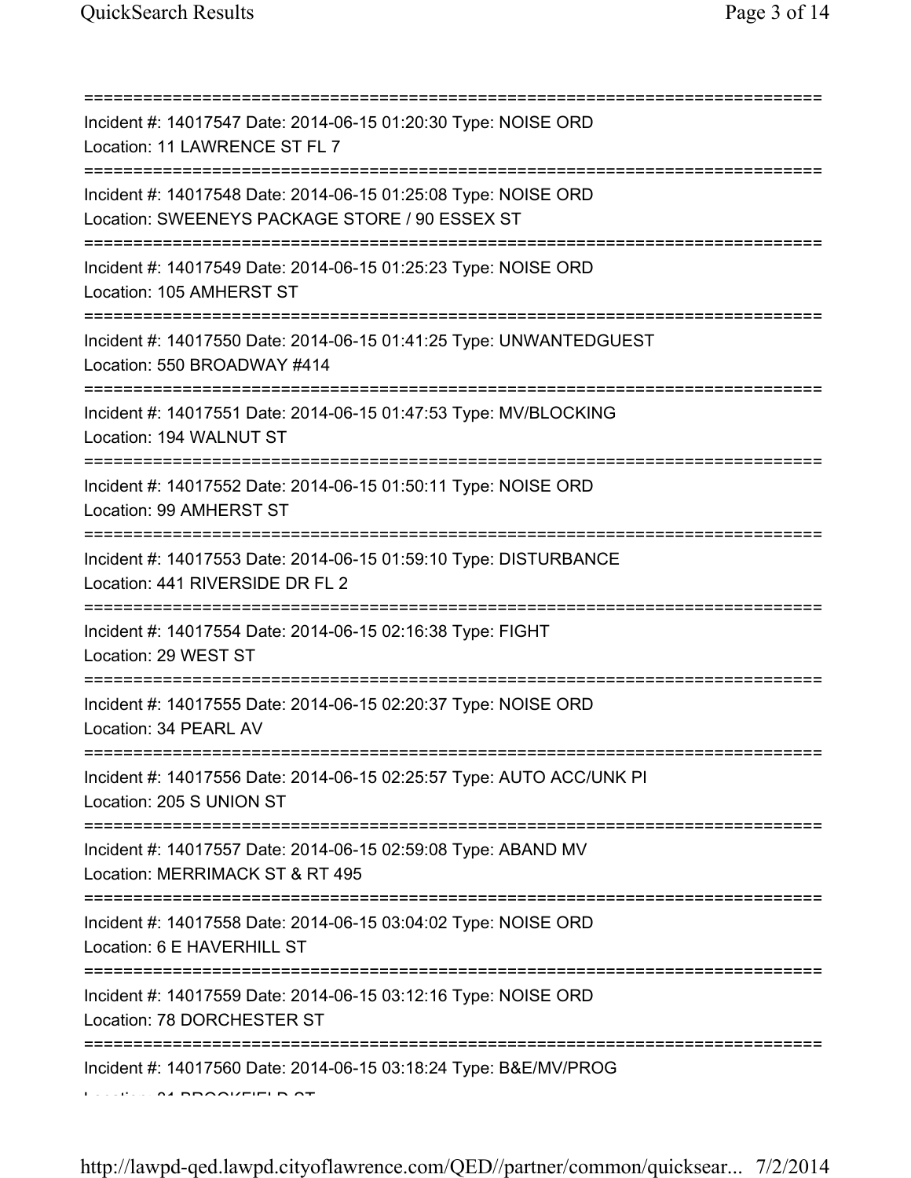===========================================================================
Incident #: 14017547 Date: 2014-06-15 01:20:30 Type: NOISE ORD
Location: 11 LAWRENCE ST FL 7
===========================================================================
Incident #: 14017548 Date: 2014-06-15 01:25:08 Type: NOISE ORD
Location: SWEENEYS PACKAGE STORE / 90 ESSEX ST
===========================================================================
Incident #: 14017549 Date: 2014-06-15 01:25:23 Type: NOISE ORD
Location: 105 AMHERST ST
===========================================================================
Incident #: 14017550 Date: 2014-06-15 01:41:25 Type: UNWANTEDGUEST
Location: 550 BROADWAY #414
===========================================================================
Incident #: 14017551 Date: 2014-06-15 01:47:53 Type: MV/BLOCKING
Location: 194 WALNUT ST
===========================================================================
Incident #: 14017552 Date: 2014-06-15 01:50:11 Type: NOISE ORD
Location: 99 AMHERST ST
===========================================================================
Incident #: 14017553 Date: 2014-06-15 01:59:10 Type: DISTURBANCE
Location: 441 RIVERSIDE DR FL 2
===========================================================================
Incident #: 14017554 Date: 2014-06-15 02:16:38 Type: FIGHT
Location: 29 WEST ST
===========================================================================
Incident #: 14017555 Date: 2014-06-15 02:20:37 Type: NOISE ORD
Location: 34 PEARL AV
===========================================================================
Incident #: 14017556 Date: 2014-06-15 02:25:57 Type: AUTO ACC/UNK PI
Location: 205 S UNION ST
===========================================================================
Incident #: 14017557 Date: 2014-06-15 02:59:08 Type: ABAND MV
Location: MERRIMACK ST & RT 495
===========================================================================
Incident #: 14017558 Date: 2014-06-15 03:04:02 Type: NOISE ORD
Location: 6 E HAVERHILL ST
===========================================================================
Incident #: 14017559 Date: 2014-06-15 03:12:16 Type: NOISE ORD
Location: 78 DORCHESTER ST
===========================================================================
Incident #: 14017560 Date: 2014-06-15 03:18:24 Type: B&E/MV/PROG
Location: 81 BROOKFIELD ST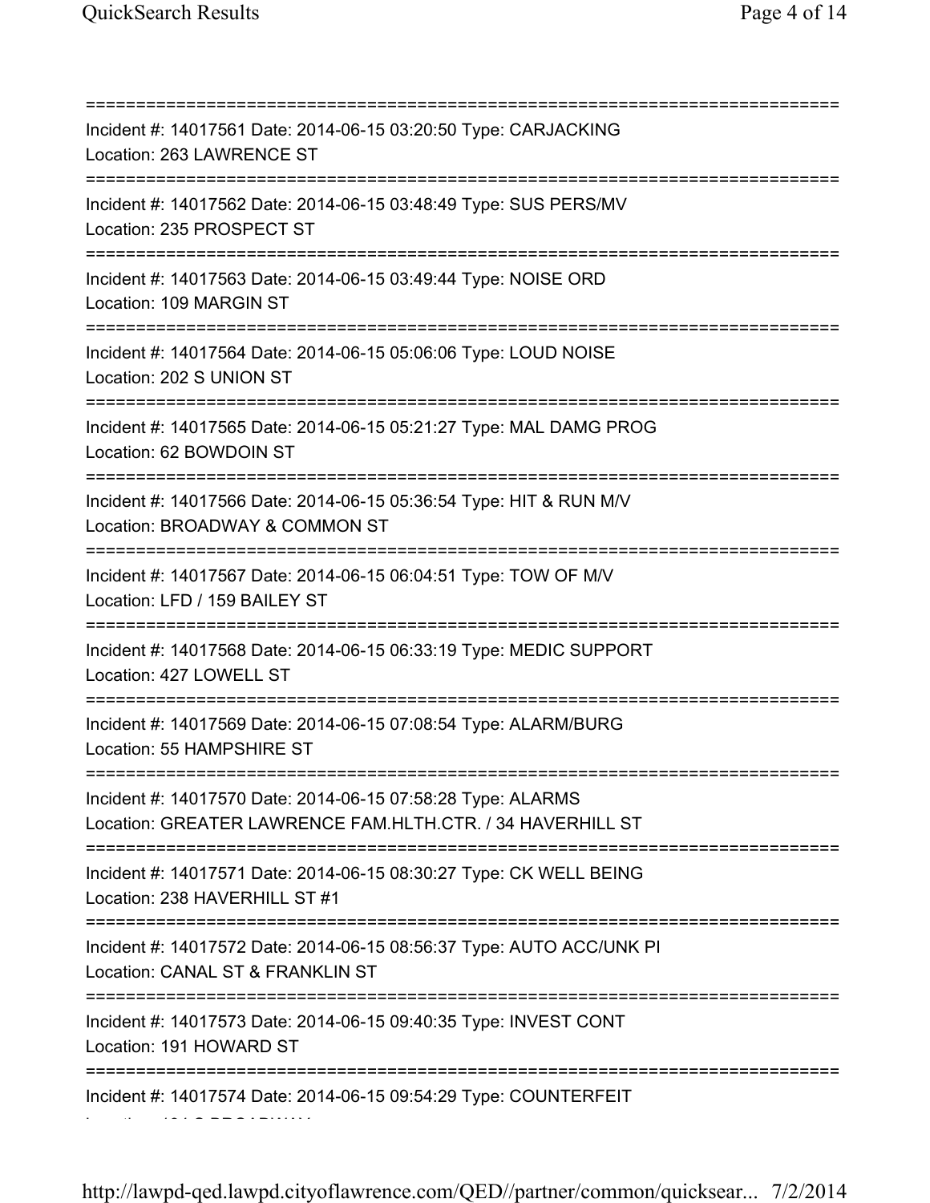===========================================================================

Incident #: 14017561 Date: 2014-06-15 03:20:50 Type: CARJACKING
Location: 263 LAWRENCE ST

===========================================================================

Incident #: 14017562 Date: 2014-06-15 03:48:49 Type: SUS PERS/MV
Location: 235 PROSPECT ST

===========================================================================

Incident #: 14017563 Date: 2014-06-15 03:49:44 Type: NOISE ORD
Location: 109 MARGIN ST

===========================================================================

Incident #: 14017564 Date: 2014-06-15 05:06:06 Type: LOUD NOISE
Location: 202 S UNION ST

===========================================================================

Incident #: 14017565 Date: 2014-06-15 05:21:27 Type: MAL DAMG PROG
Location: 62 BOWDOIN ST

===========================================================================

Incident #: 14017566 Date: 2014-06-15 05:36:54 Type: HIT & RUN M/V
Location: BROADWAY & COMMON ST

===========================================================================

Incident #: 14017567 Date: 2014-06-15 06:04:51 Type: TOW OF M/V
Location: LFD / 159 BAILEY ST

===========================================================================

Incident #: 14017568 Date: 2014-06-15 06:33:19 Type: MEDIC SUPPORT
Location: 427 LOWELL ST

===========================================================================

Incident #: 14017569 Date: 2014-06-15 07:08:54 Type: ALARM/BURG
Location: 55 HAMPSHIRE ST

===========================================================================

Incident #: 14017570 Date: 2014-06-15 07:58:28 Type: ALARMS
Location: GREATER LAWRENCE FAM.HLTH.CTR. / 34 HAVERHILL ST

===========================================================================

Incident #: 14017571 Date: 2014-06-15 08:30:27 Type: CK WELL BEING
Location: 238 HAVERHILL ST #1

===========================================================================

Incident #: 14017572 Date: 2014-06-15 08:56:37 Type: AUTO ACC/UNK PI
Location: CANAL ST & FRANKLIN ST

===========================================================================

Incident #: 14017573 Date: 2014-06-15 09:40:35 Type: INVEST CONT
Location: 191 HOWARD ST

===========================================================================

Incident #: 14017574 Date: 2014-06-15 09:54:29 Type: COUNTERFEIT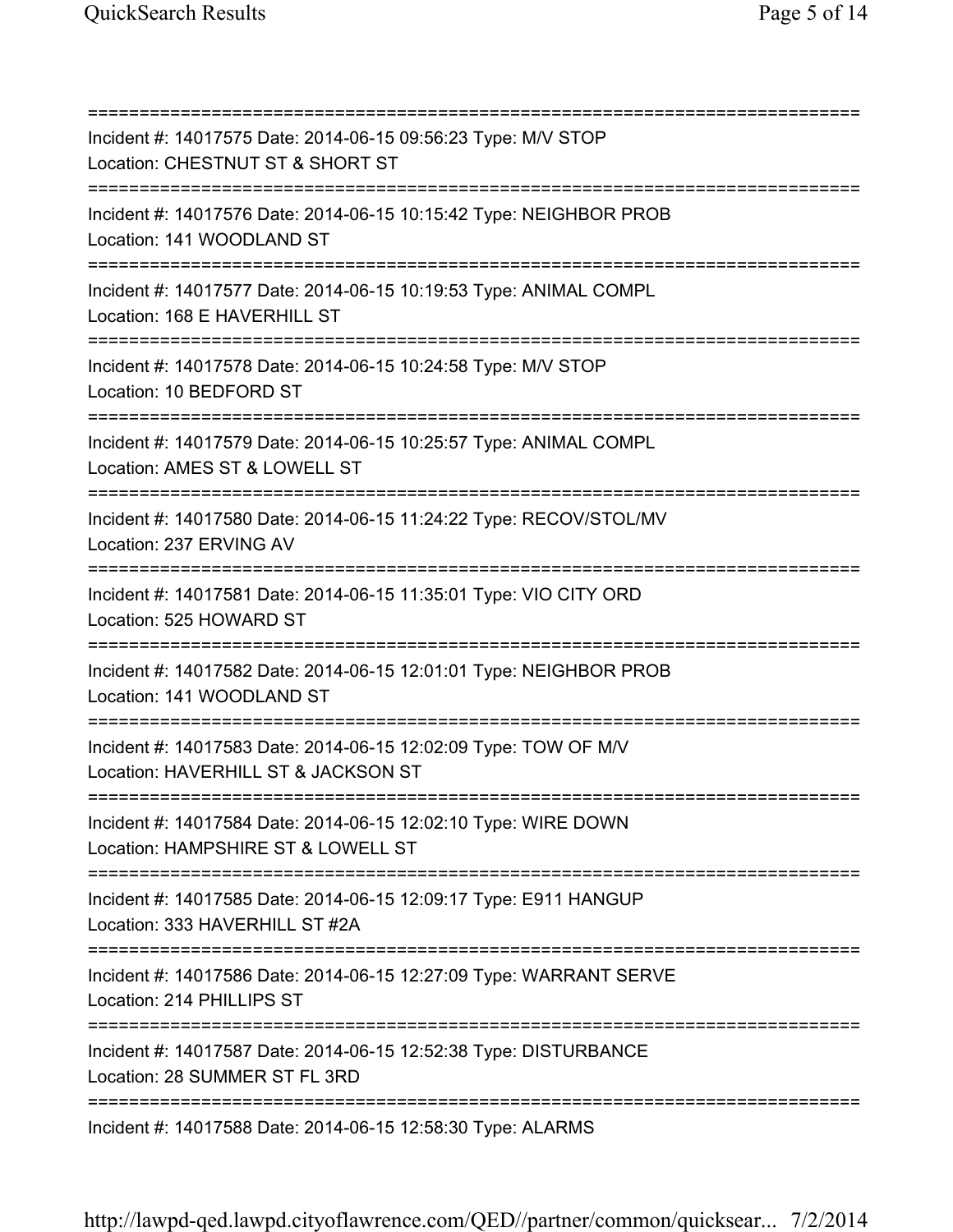==============================================================================
Incident #: 14017575 Date: 2014-06-15 09:56:23 Type: M/V STOP
Location: CHESTNUT ST & SHORT ST
==============================================================================
Incident #: 14017576 Date: 2014-06-15 10:15:42 Type: NEIGHBOR PROB
Location: 141 WOODLAND ST
==============================================================================
Incident #: 14017577 Date: 2014-06-15 10:19:53 Type: ANIMAL COMPL
Location: 168 E HAVERHILL ST
==============================================================================
Incident #: 14017578 Date: 2014-06-15 10:24:58 Type: M/V STOP
Location: 10 BEDFORD ST
==============================================================================
Incident #: 14017579 Date: 2014-06-15 10:25:57 Type: ANIMAL COMPL
Location: AMES ST & LOWELL ST
==============================================================================
Incident #: 14017580 Date: 2014-06-15 11:24:22 Type: RECOV/STOL/MV
Location: 237 ERVING AV
==============================================================================
Incident #: 14017581 Date: 2014-06-15 11:35:01 Type: VIO CITY ORD
Location: 525 HOWARD ST
==============================================================================
Incident #: 14017582 Date: 2014-06-15 12:01:01 Type: NEIGHBOR PROB
Location: 141 WOODLAND ST
==============================================================================
Incident #: 14017583 Date: 2014-06-15 12:02:09 Type: TOW OF M/V
Location: HAVERHILL ST & JACKSON ST
==============================================================================
Incident #: 14017584 Date: 2014-06-15 12:02:10 Type: WIRE DOWN
Location: HAMPSHIRE ST & LOWELL ST
==============================================================================
Incident #: 14017585 Date: 2014-06-15 12:09:17 Type: E911 HANGUP
Location: 333 HAVERHILL ST #2A
==============================================================================
Incident #: 14017586 Date: 2014-06-15 12:27:09 Type: WARRANT SERVE
Location: 214 PHILLIPS ST
==============================================================================
Incident #: 14017587 Date: 2014-06-15 12:52:38 Type: DISTURBANCE
Location: 28 SUMMER ST FL 3RD
==============================================================================
Incident #: 14017588 Date: 2014-06-15 12:58:30 Type: ALARMS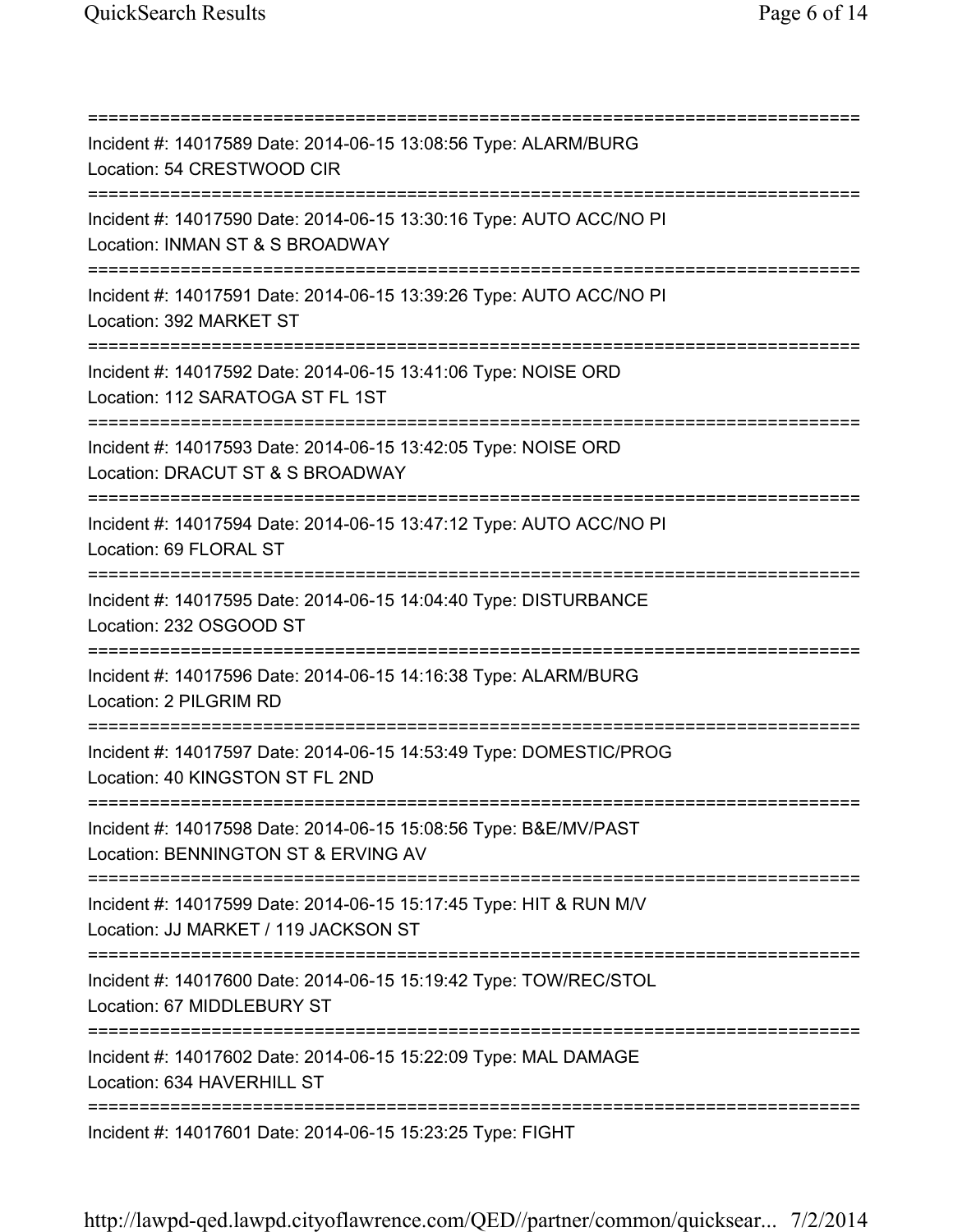===========================================================================

Incident #: 14017589 Date: 2014-06-15 13:08:56 Type: ALARM/BURG
Location: 54 CRESTWOOD CIR

===========================================================================

Incident #: 14017590 Date: 2014-06-15 13:30:16 Type: AUTO ACC/NO PI
Location: INMAN ST & S BROADWAY

===========================================================================

Incident #: 14017591 Date: 2014-06-15 13:39:26 Type: AUTO ACC/NO PI
Location: 392 MARKET ST

===========================================================================

Incident #: 14017592 Date: 2014-06-15 13:41:06 Type: NOISE ORD
Location: 112 SARATOGA ST FL 1ST

===========================================================================

Incident #: 14017593 Date: 2014-06-15 13:42:05 Type: NOISE ORD
Location: DRACUT ST & S BROADWAY

===========================================================================

Incident #: 14017594 Date: 2014-06-15 13:47:12 Type: AUTO ACC/NO PI
Location: 69 FLORAL ST

===========================================================================

Incident #: 14017595 Date: 2014-06-15 14:04:40 Type: DISTURBANCE
Location: 232 OSGOOD ST

===========================================================================

Incident #: 14017596 Date: 2014-06-15 14:16:38 Type: ALARM/BURG
Location: 2 PILGRIM RD

===========================================================================

Incident #: 14017597 Date: 2014-06-15 14:53:49 Type: DOMESTIC/PROG
Location: 40 KINGSTON ST FL 2ND

===========================================================================

Incident #: 14017598 Date: 2014-06-15 15:08:56 Type: B&E/MV/PAST
Location: BENNINGTON ST & ERVING AV

===========================================================================

Incident #: 14017599 Date: 2014-06-15 15:17:45 Type: HIT & RUN M/V
Location: JJ MARKET / 119 JACKSON ST

===========================================================================

Incident #: 14017600 Date: 2014-06-15 15:19:42 Type: TOW/REC/STOL
Location: 67 MIDDLEBURY ST

===========================================================================

Incident #: 14017602 Date: 2014-06-15 15:22:09 Type: MAL DAMAGE
Location: 634 HAVERHILL ST

===========================================================================

Incident #: 14017601 Date: 2014-06-15 15:23:25 Type: FIGHT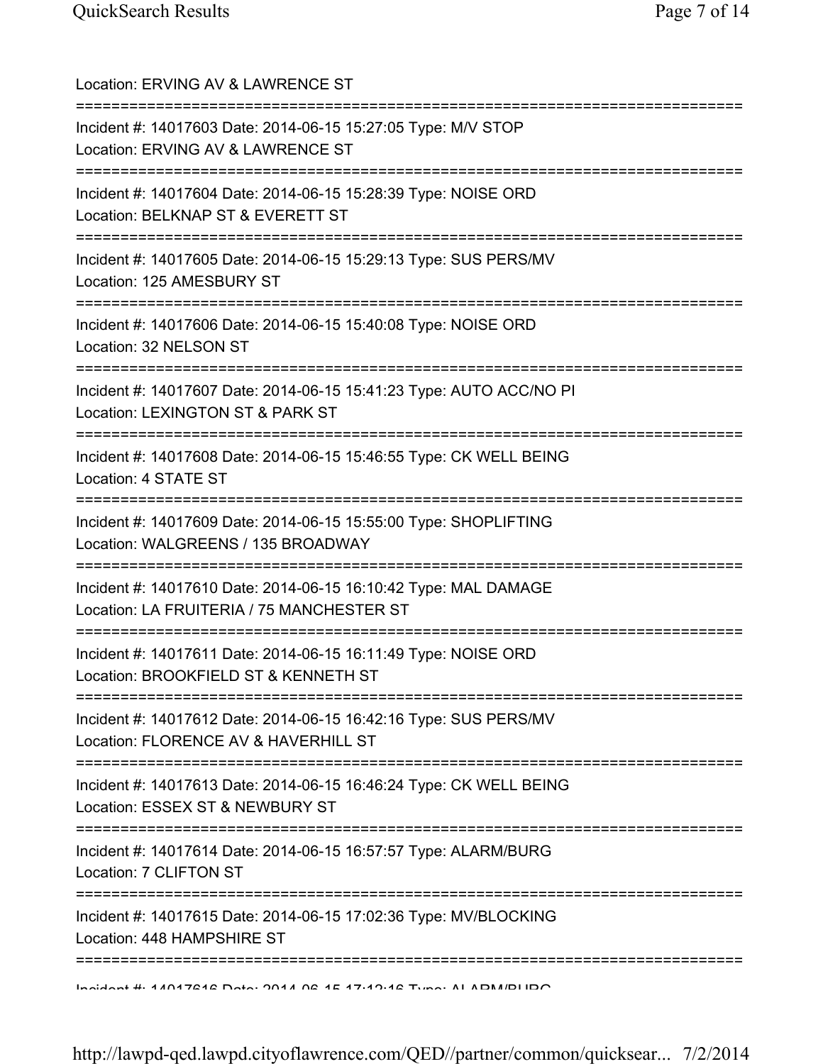Location: ERVING AV & LAWRENCE ST

===========================================================================

Incident #: 14017603 Date: 2014-06-15 15:27:05 Type: M/V STOP
Location: ERVING AV & LAWRENCE ST

===========================================================================

Incident #: 14017604 Date: 2014-06-15 15:28:39 Type: NOISE ORD
Location: BELKNAP ST & EVERETT ST

===========================================================================

Incident #: 14017605 Date: 2014-06-15 15:29:13 Type: SUS PERS/MV
Location: 125 AMESBURY ST

===========================================================================

Incident #: 14017606 Date: 2014-06-15 15:40:08 Type: NOISE ORD
Location: 32 NELSON ST

===========================================================================

Incident #: 14017607 Date: 2014-06-15 15:41:23 Type: AUTO ACC/NO PI
Location: LEXINGTON ST & PARK ST

===========================================================================

Incident #: 14017608 Date: 2014-06-15 15:46:55 Type: CK WELL BEING
Location: 4 STATE ST

===========================================================================

Incident #: 14017609 Date: 2014-06-15 15:55:00 Type: SHOPLIFTING
Location: WALGREENS / 135 BROADWAY

===========================================================================

Incident #: 14017610 Date: 2014-06-15 16:10:42 Type: MAL DAMAGE
Location: LA FRUITERIA / 75 MANCHESTER ST

===========================================================================

Incident #: 14017611 Date: 2014-06-15 16:11:49 Type: NOISE ORD
Location: BROOKFIELD ST & KENNETH ST

===========================================================================

Incident #: 14017612 Date: 2014-06-15 16:42:16 Type: SUS PERS/MV
Location: FLORENCE AV & HAVERHILL ST

===========================================================================

Incident #: 14017613 Date: 2014-06-15 16:46:24 Type: CK WELL BEING
Location: ESSEX ST & NEWBURY ST

===========================================================================

Incident #: 14017614 Date: 2014-06-15 16:57:57 Type: ALARM/BURG
Location: 7 CLIFTON ST

===========================================================================

Incident #: 14017615 Date: 2014-06-15 17:02:36 Type: MV/BLOCKING
Location: 448 HAMPSHIRE ST

===========================================================================

Incident #: 14017616 Date: 2014-06-15 17:12:16 Type: ALARM/BURG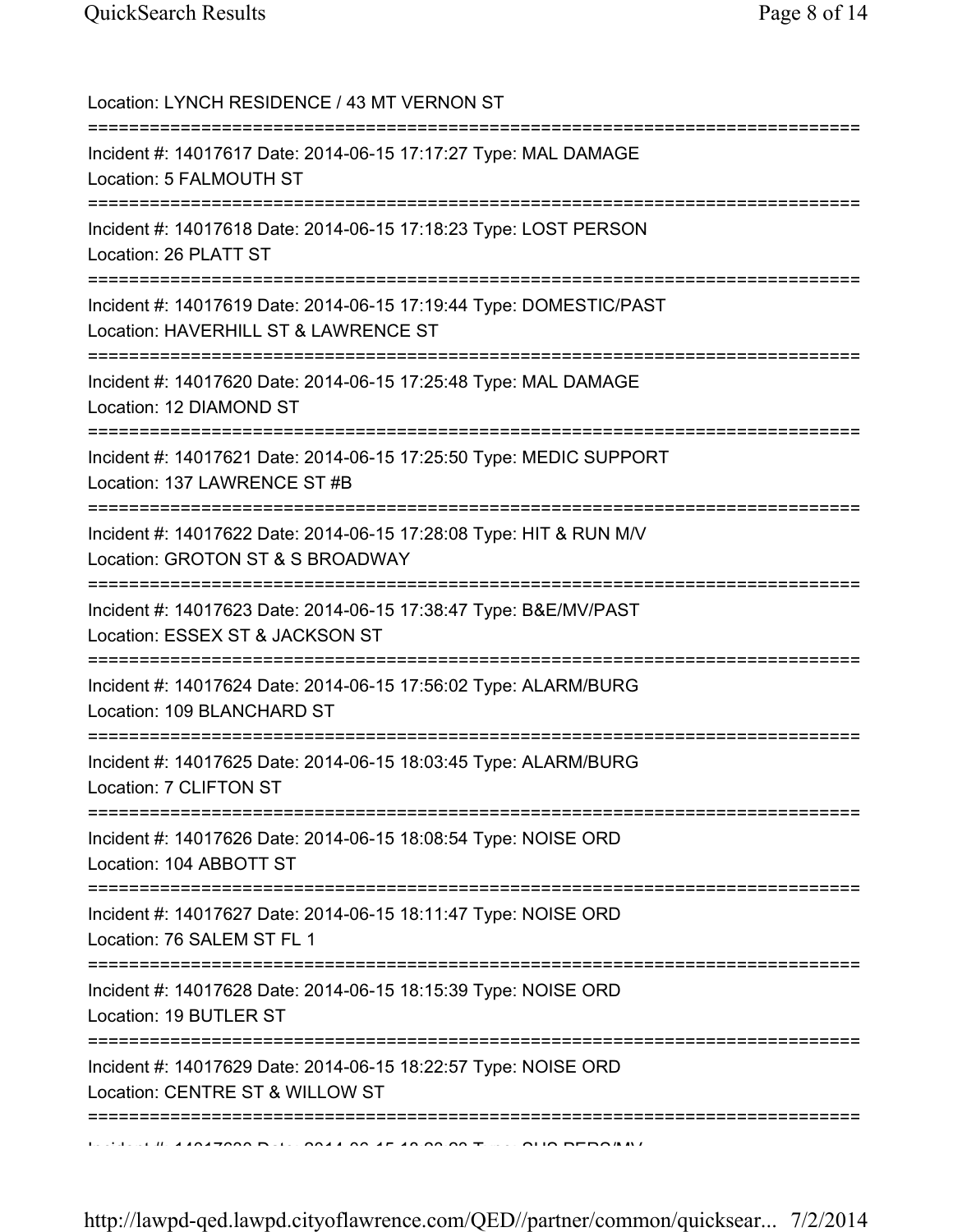Location: LYNCH RESIDENCE / 43 MT VERNON ST

===========================================================================

Incident #: 14017617 Date: 2014-06-15 17:17:27 Type: MAL DAMAGE
Location: 5 FALMOUTH ST

===========================================================================

Incident #: 14017618 Date: 2014-06-15 17:18:23 Type: LOST PERSON
Location: 26 PLATT ST

===========================================================================

Incident #: 14017619 Date: 2014-06-15 17:19:44 Type: DOMESTIC/PAST
Location: HAVERHILL ST & LAWRENCE ST

===========================================================================

Incident #: 14017620 Date: 2014-06-15 17:25:48 Type: MAL DAMAGE
Location: 12 DIAMOND ST

===========================================================================

Incident #: 14017621 Date: 2014-06-15 17:25:50 Type: MEDIC SUPPORT
Location: 137 LAWRENCE ST #B

===========================================================================

Incident #: 14017622 Date: 2014-06-15 17:28:08 Type: HIT & RUN M/V
Location: GROTON ST & S BROADWAY

===========================================================================

Incident #: 14017623 Date: 2014-06-15 17:38:47 Type: B&E/MV/PAST
Location: ESSEX ST & JACKSON ST

===========================================================================

Incident #: 14017624 Date: 2014-06-15 17:56:02 Type: ALARM/BURG
Location: 109 BLANCHARD ST

===========================================================================

Incident #: 14017625 Date: 2014-06-15 18:03:45 Type: ALARM/BURG
Location: 7 CLIFTON ST

===========================================================================

Incident #: 14017626 Date: 2014-06-15 18:08:54 Type: NOISE ORD
Location: 104 ABBOTT ST

===========================================================================

Incident #: 14017627 Date: 2014-06-15 18:11:47 Type: NOISE ORD
Location: 76 SALEM ST FL 1

===========================================================================

Incident #: 14017628 Date: 2014-06-15 18:15:39 Type: NOISE ORD
Location: 19 BUTLER ST

===========================================================================

Incident #: 14017629 Date: 2014-06-15 18:22:57 Type: NOISE ORD
Location: CENTRE ST & WILLOW ST

===========================================================================

Incident #: 14017630 Date: 2014-06-15 18:23:23 Type: SUS PERS/MV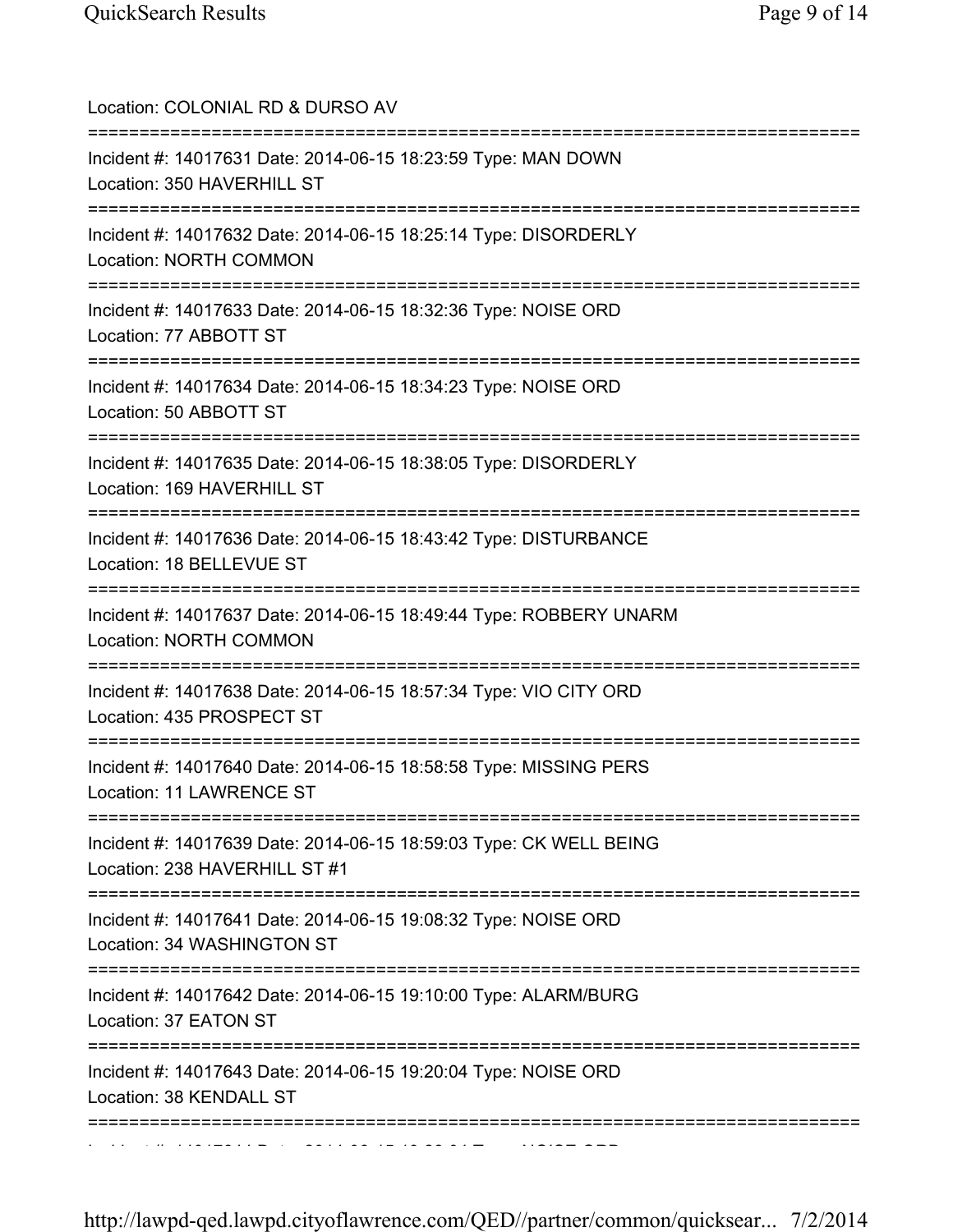Location: COLONIAL RD & DURSO AV

===========================================================================

Incident #: 14017631 Date: 2014-06-15 18:23:59 Type: MAN DOWN
Location: 350 HAVERHILL ST

===========================================================================

Incident #: 14017632 Date: 2014-06-15 18:25:14 Type: DISORDERLY
Location: NORTH COMMON

===========================================================================

Incident #: 14017633 Date: 2014-06-15 18:32:36 Type: NOISE ORD
Location: 77 ABBOTT ST

===========================================================================

Incident #: 14017634 Date: 2014-06-15 18:34:23 Type: NOISE ORD
Location: 50 ABBOTT ST

===========================================================================

Incident #: 14017635 Date: 2014-06-15 18:38:05 Type: DISORDERLY
Location: 169 HAVERHILL ST

===========================================================================

Incident #: 14017636 Date: 2014-06-15 18:43:42 Type: DISTURBANCE
Location: 18 BELLEVUE ST

===========================================================================

Incident #: 14017637 Date: 2014-06-15 18:49:44 Type: ROBBERY UNARM
Location: NORTH COMMON

===========================================================================

Incident #: 14017638 Date: 2014-06-15 18:57:34 Type: VIO CITY ORD
Location: 435 PROSPECT ST

===========================================================================

Incident #: 14017640 Date: 2014-06-15 18:58:58 Type: MISSING PERS
Location: 11 LAWRENCE ST

===========================================================================

Incident #: 14017639 Date: 2014-06-15 18:59:03 Type: CK WELL BEING
Location: 238 HAVERHILL ST #1

===========================================================================

Incident #: 14017641 Date: 2014-06-15 19:08:32 Type: NOISE ORD
Location: 34 WASHINGTON ST

===========================================================================

Incident #: 14017642 Date: 2014-06-15 19:10:00 Type: ALARM/BURG
Location: 37 EATON ST

===========================================================================

Incident #: 14017643 Date: 2014-06-15 19:20:04 Type: NOISE ORD
Location: 38 KENDALL ST

===========================================================================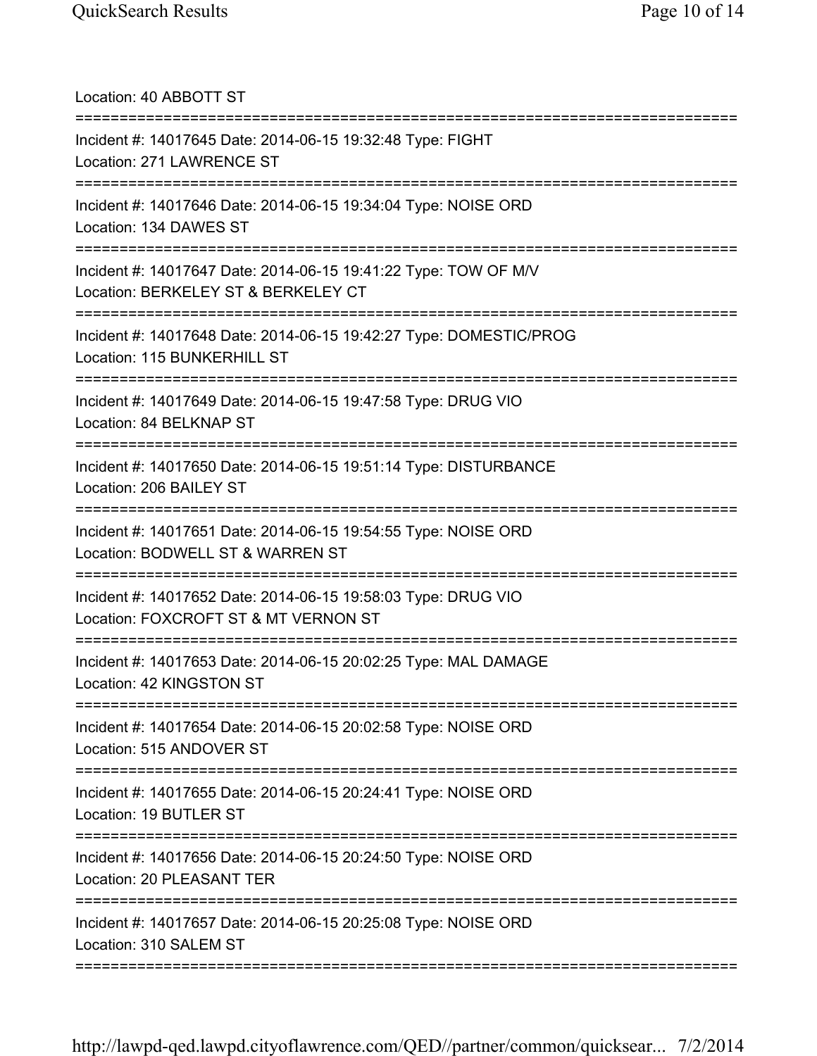Location: 40 ABBOTT ST

===========================================================================

Incident #: 14017645 Date: 2014-06-15 19:32:48 Type: FIGHT
Location: 271 LAWRENCE ST

===========================================================================

Incident #: 14017646 Date: 2014-06-15 19:34:04 Type: NOISE ORD
Location: 134 DAWES ST

===========================================================================

Incident #: 14017647 Date: 2014-06-15 19:41:22 Type: TOW OF M/V
Location: BERKELEY ST & BERKELEY CT

===========================================================================

Incident #: 14017648 Date: 2014-06-15 19:42:27 Type: DOMESTIC/PROG
Location: 115 BUNKERHILL ST

===========================================================================

Incident #: 14017649 Date: 2014-06-15 19:47:58 Type: DRUG VIO
Location: 84 BELKNAP ST

===========================================================================

Incident #: 14017650 Date: 2014-06-15 19:51:14 Type: DISTURBANCE
Location: 206 BAILEY ST

===========================================================================

Incident #: 14017651 Date: 2014-06-15 19:54:55 Type: NOISE ORD
Location: BODWELL ST & WARREN ST

===========================================================================

Incident #: 14017652 Date: 2014-06-15 19:58:03 Type: DRUG VIO
Location: FOXCROFT ST & MT VERNON ST

===========================================================================

Incident #: 14017653 Date: 2014-06-15 20:02:25 Type: MAL DAMAGE
Location: 42 KINGSTON ST

===========================================================================

Incident #: 14017654 Date: 2014-06-15 20:02:58 Type: NOISE ORD
Location: 515 ANDOVER ST

===========================================================================

Incident #: 14017655 Date: 2014-06-15 20:24:41 Type: NOISE ORD
Location: 19 BUTLER ST

===========================================================================

Incident #: 14017656 Date: 2014-06-15 20:24:50 Type: NOISE ORD
Location: 20 PLEASANT TER

===========================================================================

Incident #: 14017657 Date: 2014-06-15 20:25:08 Type: NOISE ORD
Location: 310 SALEM ST

===========================================================================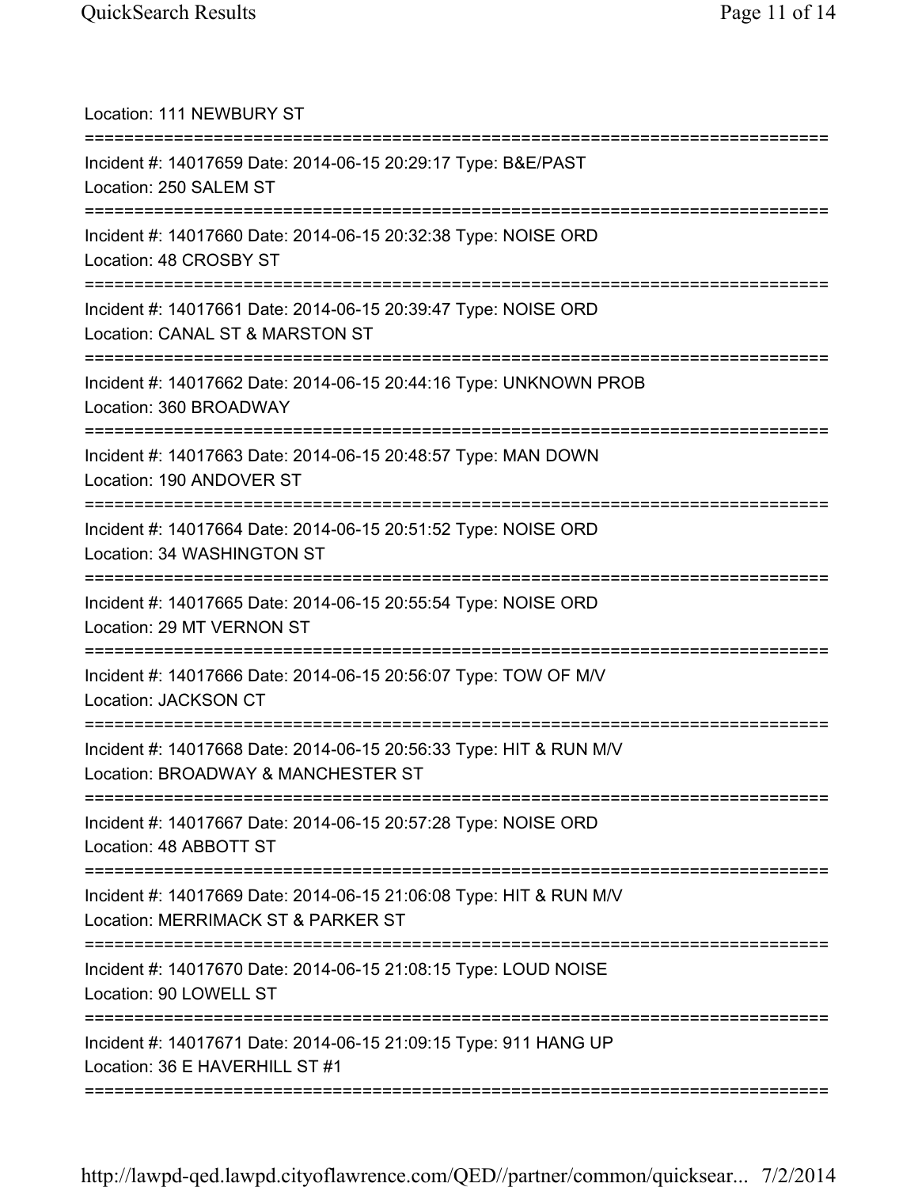Location: 111 NEWBURY ST

===========================================================================

Incident #: 14017659 Date: 2014-06-15 20:29:17 Type: B&E/PAST

Location: 250 SALEM ST

===========================================================================

Incident #: 14017660 Date: 2014-06-15 20:32:38 Type: NOISE ORD

Location: 48 CROSBY ST

===========================================================================

Incident #: 14017661 Date: 2014-06-15 20:39:47 Type: NOISE ORD

Location: CANAL ST & MARSTON ST

===========================================================================

Incident #: 14017662 Date: 2014-06-15 20:44:16 Type: UNKNOWN PROB

Location: 360 BROADWAY

===========================================================================

Incident #: 14017663 Date: 2014-06-15 20:48:57 Type: MAN DOWN

Location: 190 ANDOVER ST

===========================================================================

Incident #: 14017664 Date: 2014-06-15 20:51:52 Type: NOISE ORD

Location: 34 WASHINGTON ST

===========================================================================

Incident #: 14017665 Date: 2014-06-15 20:55:54 Type: NOISE ORD

Location: 29 MT VERNON ST

===========================================================================

Incident #: 14017666 Date: 2014-06-15 20:56:07 Type: TOW OF M/V

Location: JACKSON CT

===========================================================================

Incident #: 14017668 Date: 2014-06-15 20:56:33 Type: HIT & RUN M/V

Location: BROADWAY & MANCHESTER ST

===========================================================================

Incident #: 14017667 Date: 2014-06-15 20:57:28 Type: NOISE ORD

Location: 48 ABBOTT ST

===========================================================================

Incident #: 14017669 Date: 2014-06-15 21:06:08 Type: HIT & RUN M/V

Location: MERRIMACK ST & PARKER ST

===========================================================================

Incident #: 14017670 Date: 2014-06-15 21:08:15 Type: LOUD NOISE

Location: 90 LOWELL ST

===========================================================================

Incident #: 14017671 Date: 2014-06-15 21:09:15 Type: 911 HANG UP

Location: 36 E HAVERHILL ST #1

===========================================================================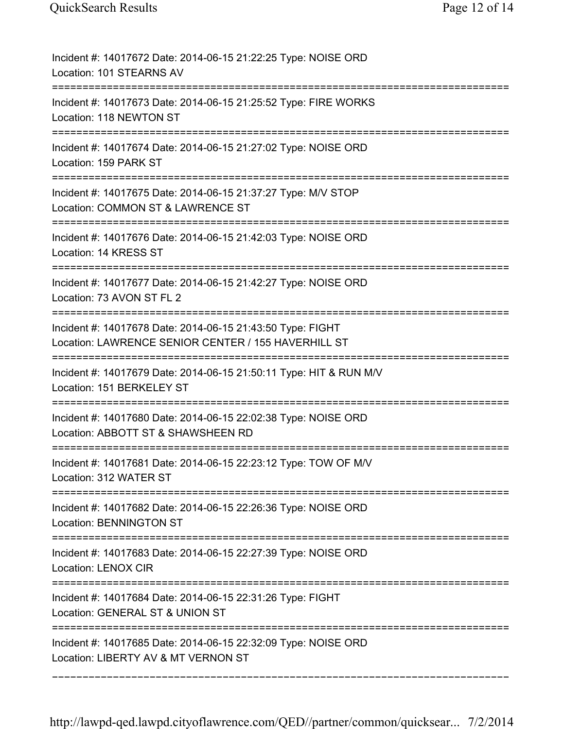Incident #: 14017672 Date: 2014-06-15 21:22:25 Type: NOISE ORD
Location: 101 STEARNS AV

===========================================================================

Incident #: 14017673 Date: 2014-06-15 21:25:52 Type: FIRE WORKS
Location: 118 NEWTON ST

===========================================================================

Incident #: 14017674 Date: 2014-06-15 21:27:02 Type: NOISE ORD
Location: 159 PARK ST

===========================================================================

Incident #: 14017675 Date: 2014-06-15 21:37:27 Type: M/V STOP
Location: COMMON ST & LAWRENCE ST

===========================================================================

Incident #: 14017676 Date: 2014-06-15 21:42:03 Type: NOISE ORD
Location: 14 KRESS ST

===========================================================================

Incident #: 14017677 Date: 2014-06-15 21:42:27 Type: NOISE ORD
Location: 73 AVON ST FL 2

===========================================================================

Incident #: 14017678 Date: 2014-06-15 21:43:50 Type: FIGHT
Location: LAWRENCE SENIOR CENTER / 155 HAVERHILL ST

===========================================================================

Incident #: 14017679 Date: 2014-06-15 21:50:11 Type: HIT & RUN M/V
Location: 151 BERKELEY ST

===========================================================================

Incident #: 14017680 Date: 2014-06-15 22:02:38 Type: NOISE ORD
Location: ABBOTT ST & SHAWSHEEN RD

===========================================================================

Incident #: 14017681 Date: 2014-06-15 22:23:12 Type: TOW OF M/V
Location: 312 WATER ST

===========================================================================

Incident #: 14017682 Date: 2014-06-15 22:26:36 Type: NOISE ORD
Location: BENNINGTON ST

===========================================================================

Incident #: 14017683 Date: 2014-06-15 22:27:39 Type: NOISE ORD
Location: LENOX CIR

===========================================================================

Incident #: 14017684 Date: 2014-06-15 22:31:26 Type: FIGHT
Location: GENERAL ST & UNION ST

===========================================================================

Incident #: 14017685 Date: 2014-06-15 22:32:09 Type: NOISE ORD
Location: LIBERTY AV & MT VERNON ST

---------------------------------------------------------------------------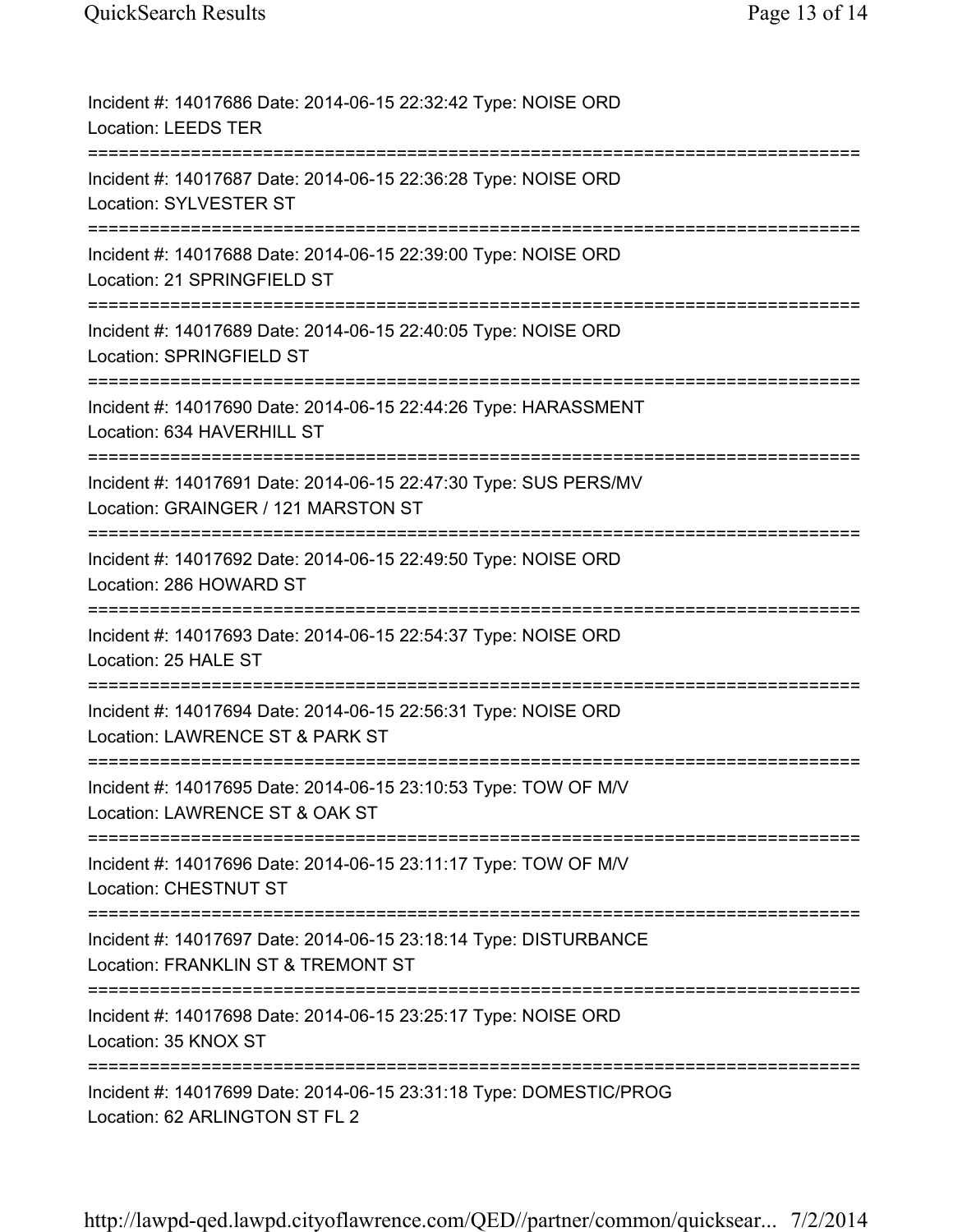Incident #: 14017686 Date: 2014-06-15 22:32:42 Type: NOISE ORD
Location: LEEDS TER
===========================================================================
Incident #: 14017687 Date: 2014-06-15 22:36:28 Type: NOISE ORD
Location: SYLVESTER ST
===========================================================================
Incident #: 14017688 Date: 2014-06-15 22:39:00 Type: NOISE ORD
Location: 21 SPRINGFIELD ST
===========================================================================
Incident #: 14017689 Date: 2014-06-15 22:40:05 Type: NOISE ORD
Location: SPRINGFIELD ST
===========================================================================
Incident #: 14017690 Date: 2014-06-15 22:44:26 Type: HARASSMENT
Location: 634 HAVERHILL ST
===========================================================================
Incident #: 14017691 Date: 2014-06-15 22:47:30 Type: SUS PERS/MV
Location: GRAINGER / 121 MARSTON ST
===========================================================================
Incident #: 14017692 Date: 2014-06-15 22:49:50 Type: NOISE ORD
Location: 286 HOWARD ST
===========================================================================
Incident #: 14017693 Date: 2014-06-15 22:54:37 Type: NOISE ORD
Location: 25 HALE ST
===========================================================================
Incident #: 14017694 Date: 2014-06-15 22:56:31 Type: NOISE ORD
Location: LAWRENCE ST & PARK ST
===========================================================================
Incident #: 14017695 Date: 2014-06-15 23:10:53 Type: TOW OF M/V
Location: LAWRENCE ST & OAK ST
===========================================================================
Incident #: 14017696 Date: 2014-06-15 23:11:17 Type: TOW OF M/V
Location: CHESTNUT ST
===========================================================================
Incident #: 14017697 Date: 2014-06-15 23:18:14 Type: DISTURBANCE
Location: FRANKLIN ST & TREMONT ST
===========================================================================
Incident #: 14017698 Date: 2014-06-15 23:25:17 Type: NOISE ORD
Location: 35 KNOX ST
===========================================================================
Incident #: 14017699 Date: 2014-06-15 23:31:18 Type: DOMESTIC/PROG
Location: 62 ARLINGTON ST FL 2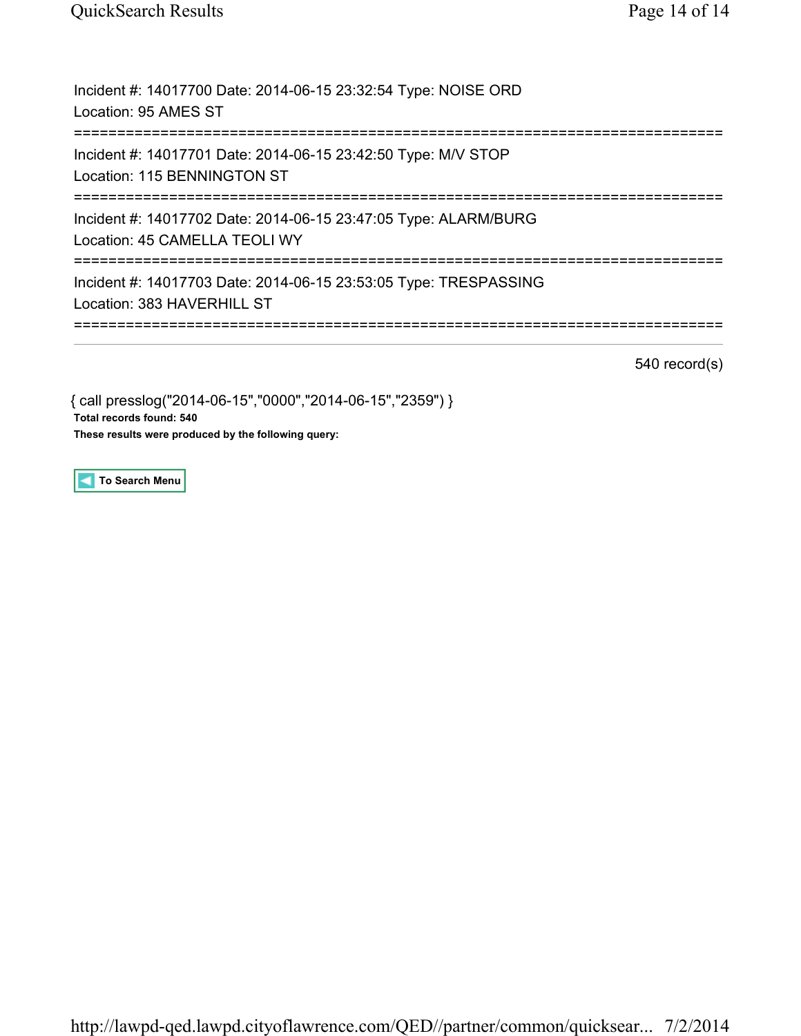Incident #: 14017700 Date: 2014-06-15 23:32:54 Type: NOISE ORD
Location: 95 AMES ST

===========================================================================

Incident #: 14017701 Date: 2014-06-15 23:42:50 Type: M/V STOP
Location: 115 BENNINGTON ST

===========================================================================

Incident #: 14017702 Date: 2014-06-15 23:47:05 Type: ALARM/BURG
Location: 45 CAMELLA TEOLI WY

===========================================================================

Incident #: 14017703 Date: 2014-06-15 23:53:05 Type: TRESPASSING
Location: 383 HAVERHILL ST

===========================================================================

---

540 record(s)

{ call presslog("2014-06-15","0000","2014-06-15","2359") }

**Total records found: 540**

**These results were produced by the following query:**

**To Search Menu**